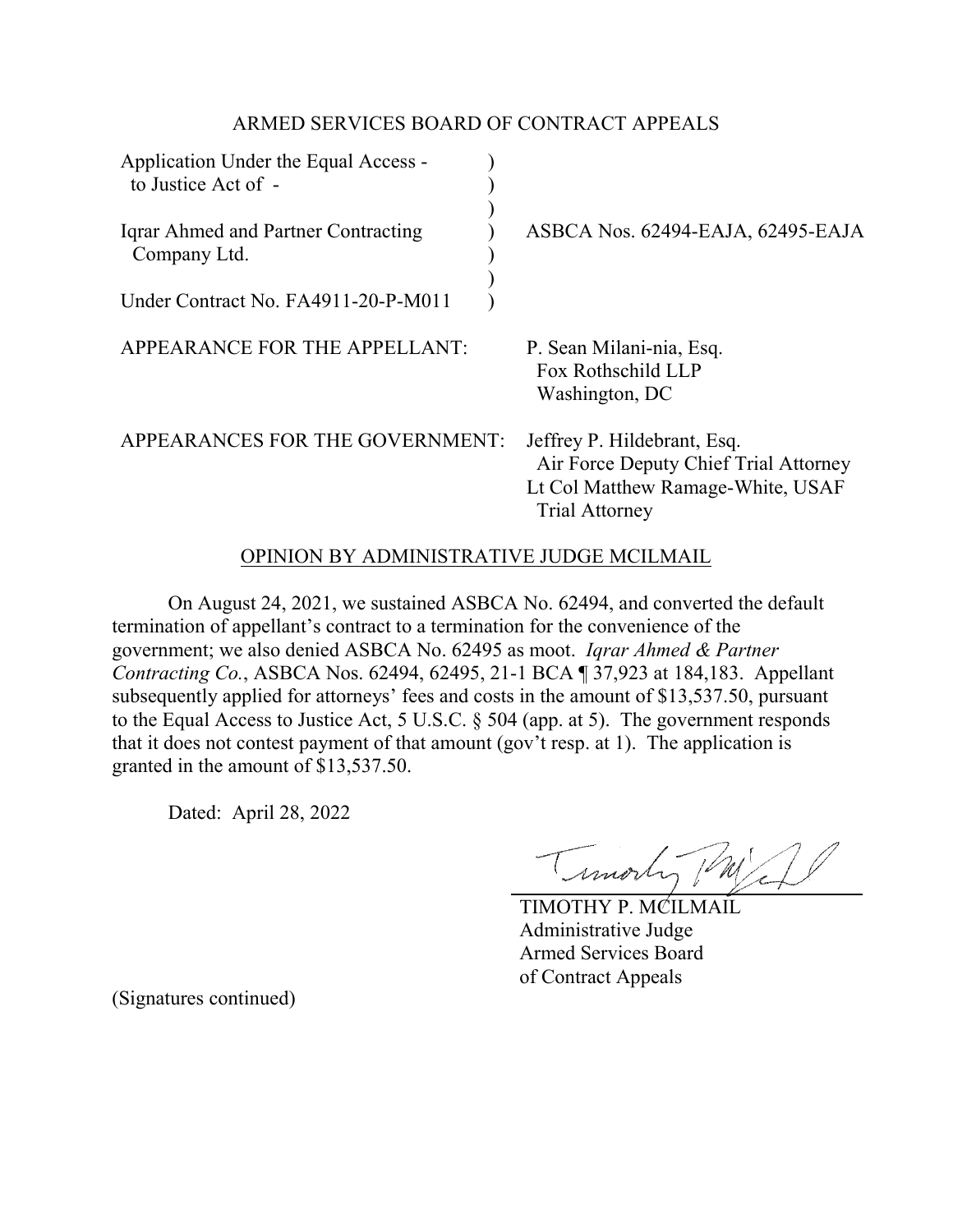## ARMED SERVICES BOARD OF CONTRACT APPEALS

| | |
|---|---|
| Application Under the Equal Access - to Justice Act of - | ) |
| | ) |
| Iqrar Ahmed and Partner Contracting Company Ltd. | ) ASBCA Nos. 62494-EAJA, 62495-EAJA |
| | ) |
| Under Contract No. FA4911-20-P-M011 | ) |

APPEARANCE FOR THE APPELLANT: P. Sean Milani-nia, Esq.
Fox Rothschild LLP
Washington, DC

APPEARANCES FOR THE GOVERNMENT: Jeffrey P. Hildebrant, Esq.
Air Force Deputy Chief Trial Attorney
Lt Col Matthew Ramage-White, USAF
Trial Attorney

### OPINION BY ADMINISTRATIVE JUDGE MCILMAIL

On August 24, 2021, we sustained ASBCA No. 62494, and converted the default termination of appellant's contract to a termination for the convenience of the government; we also denied ASBCA No. 62495 as moot. *Iqrar Ahmed & Partner Contracting Co.*, ASBCA Nos. 62494, 62495, 21-1 BCA ¶ 37,923 at 184,183. Appellant subsequently applied for attorneys' fees and costs in the amount of $13,537.50, pursuant to the Equal Access to Justice Act, 5 U.S.C. § 504 (app. at 5). The government responds that it does not contest payment of that amount (gov't resp. at 1). The application is granted in the amount of $13,537.50.

Dated: April 28, 2022

TIMOTHY P. MCILMAIL
Administrative Judge
Armed Services Board
of Contract Appeals

(Signatures continued)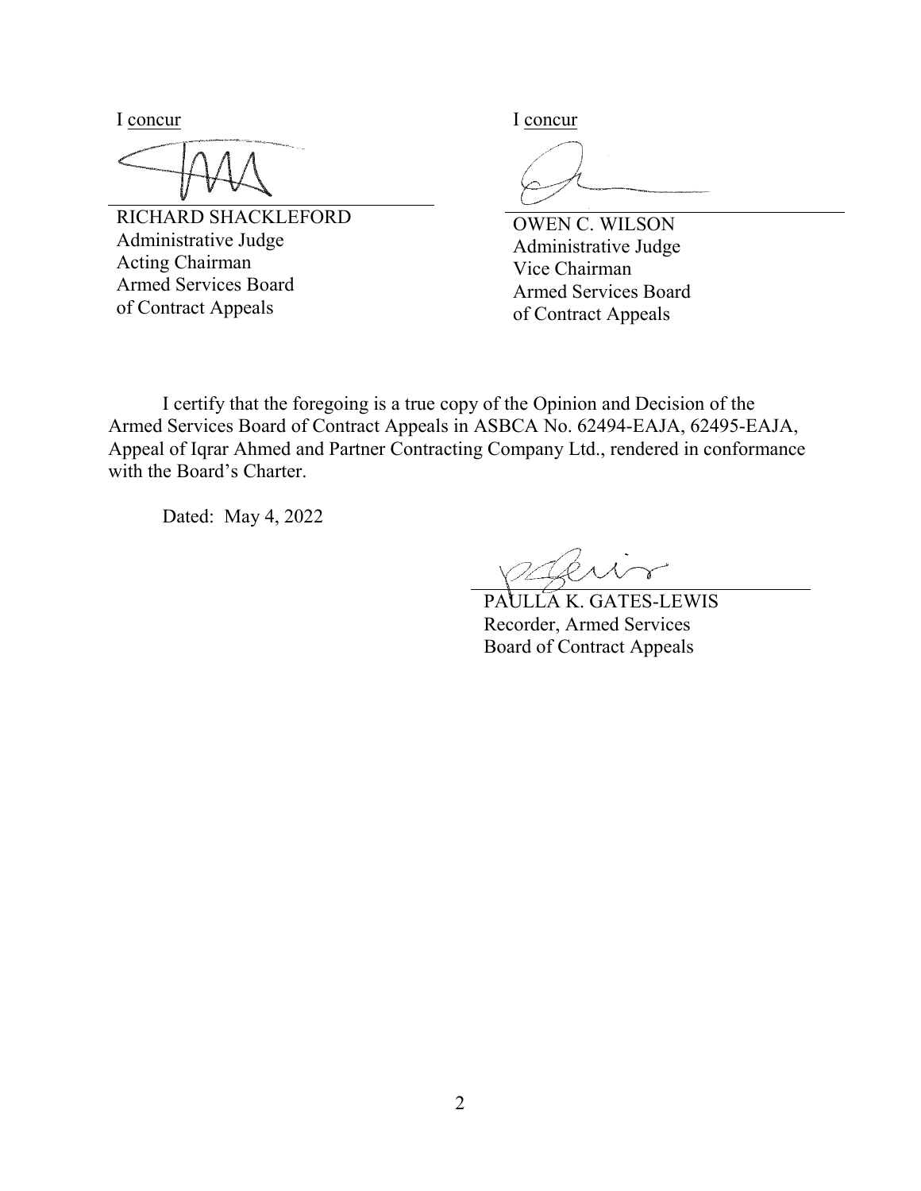I concur

RICHARD SHACKLEFORD
Administrative Judge
Acting Chairman
Armed Services Board
of Contract Appeals

I concur

OWEN C. WILSON
Administrative Judge
Vice Chairman
Armed Services Board
of Contract Appeals

I certify that the foregoing is a true copy of the Opinion and Decision of the Armed Services Board of Contract Appeals in ASBCA No. 62494-EAJA, 62495-EAJA, Appeal of Iqrar Ahmed and Partner Contracting Company Ltd., rendered in conformance with the Board's Charter.

Dated: May 4, 2022

PAULLA K. GATES-LEWIS
Recorder, Armed Services
Board of Contract Appeals